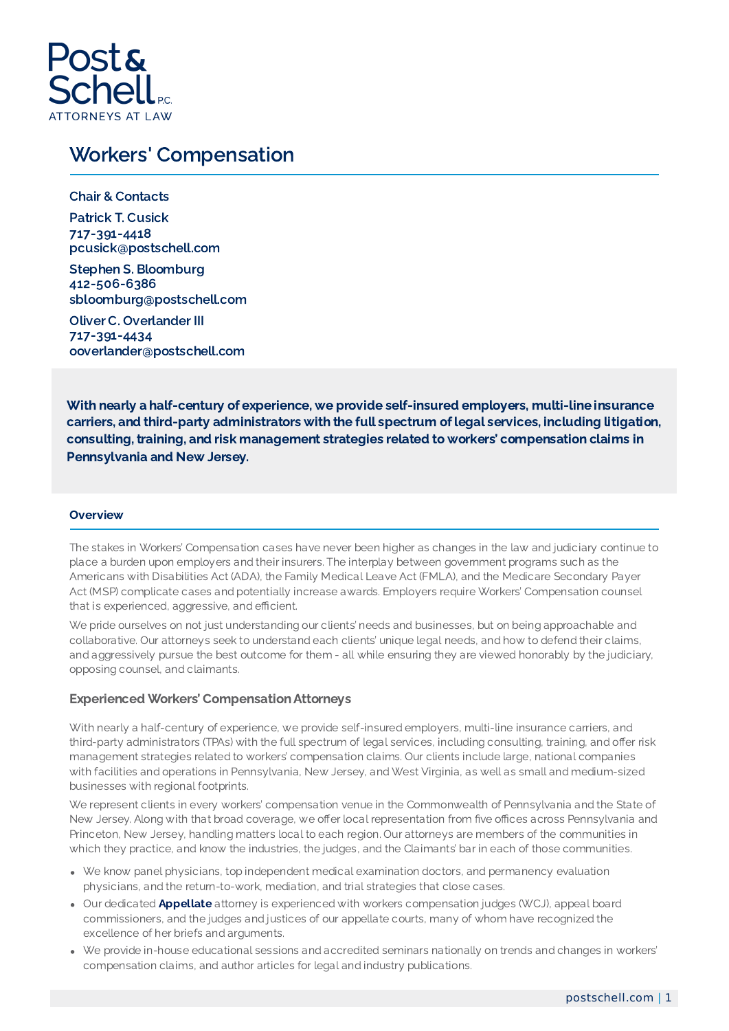Post & Schell P.C.
ATTORNEYS AT LAW

# Workers' Compensation

**Chair & Contacts**

**Patrick T. Cusick**
**717-391-4418**
**pcusick@postschell.com**

**Stephen S. Bloomburg**
**412-506-6386**
**sbloomburg@postschell.com**

**Oliver C. Overlander III**
**717-391-4434**
**ooverlander@postschell.com**

**With nearly a half-century of experience, we provide self-insured employers, multi-line insurance carriers, and third-party administrators with the full spectrum of legal services, including litigation, consulting, training, and risk management strategies related to workers' compensation claims in Pennsylvania and New Jersey.**

## Overview

The stakes in Workers' Compensation cases have never been higher as changes in the law and judiciary continue to place a burden upon employers and their insurers. The interplay between government programs such as the Americans with Disabilities Act (ADA), the Family Medical Leave Act (FMLA), and the Medicare Secondary Payer Act (MSP) complicate cases and potentially increase awards. Employers require Workers' Compensation counsel that is experienced, aggressive, and efficient.

We pride ourselves on not just understanding our clients' needs and businesses, but on being approachable and collaborative. Our attorneys seek to understand each clients' unique legal needs, and how to defend their claims, and aggressively pursue the best outcome for them - all while ensuring they are viewed honorably by the judiciary, opposing counsel, and claimants.

### Experienced Workers' Compensation Attorneys

With nearly a half-century of experience, we provide self-insured employers, multi-line insurance carriers, and third-party administrators (TPAs) with the full spectrum of legal services, including consulting, training, and offer risk management strategies related to workers' compensation claims. Our clients include large, national companies with facilities and operations in Pennsylvania, New Jersey, and West Virginia, as well as small and medium-sized businesses with regional footprints.

We represent clients in every workers' compensation venue in the Commonwealth of Pennsylvania and the State of New Jersey. Along with that broad coverage, we offer local representation from five offices across Pennsylvania and Princeton, New Jersey, handling matters local to each region. Our attorneys are members of the communities in which they practice, and know the industries, the judges, and the Claimants' bar in each of those communities.

- We know panel physicians, top independent medical examination doctors, and permanency evaluation physicians, and the return-to-work, mediation, and trial strategies that close cases.
- Our dedicated **Appellate** attorney is experienced with workers compensation judges (WCJ), appeal board commissioners, and the judges and justices of our appellate courts, many of whom have recognized the excellence of her briefs and arguments.
- We provide in-house educational sessions and accredited seminars nationally on trends and changes in workers' compensation claims, and author articles for legal and industry publications.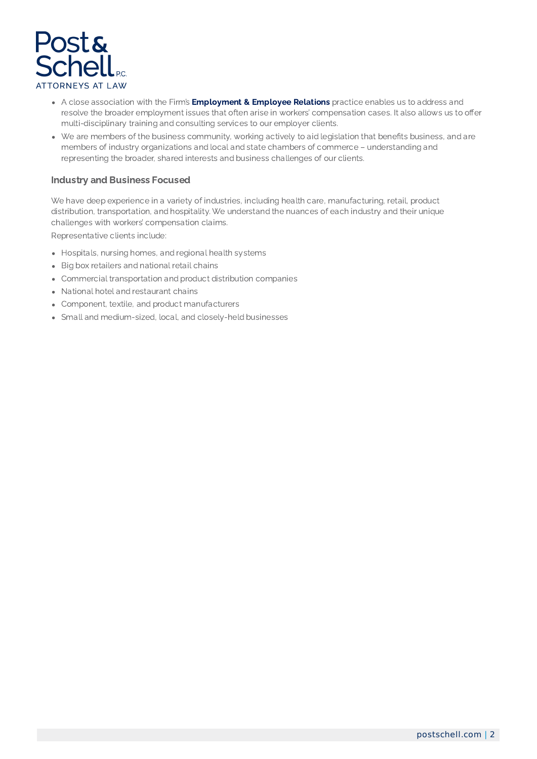- A close association with the Firm's **Employment & Employee Relations** practice enables us to address and resolve the broader employment issues that often arise in workers' compensation cases. It also allows us to offer multi-disciplinary training and consulting services to our employer clients.
- We are members of the business community, working actively to aid legislation that benefits business, and are members of industry organizations and local and state chambers of commerce – understanding and representing the broader, shared interests and business challenges of our clients.

### Industry and Business Focused

We have deep experience in a variety of industries, including health care, manufacturing, retail, product distribution, transportation, and hospitality. We understand the nuances of each industry and their unique challenges with workers' compensation claims.

Representative clients include:

- Hospitals, nursing homes, and regional health systems
- Big box retailers and national retail chains
- Commercial transportation and product distribution companies
- National hotel and restaurant chains
- Component, textile, and product manufacturers
- Small and medium-sized, local, and closely-held businesses